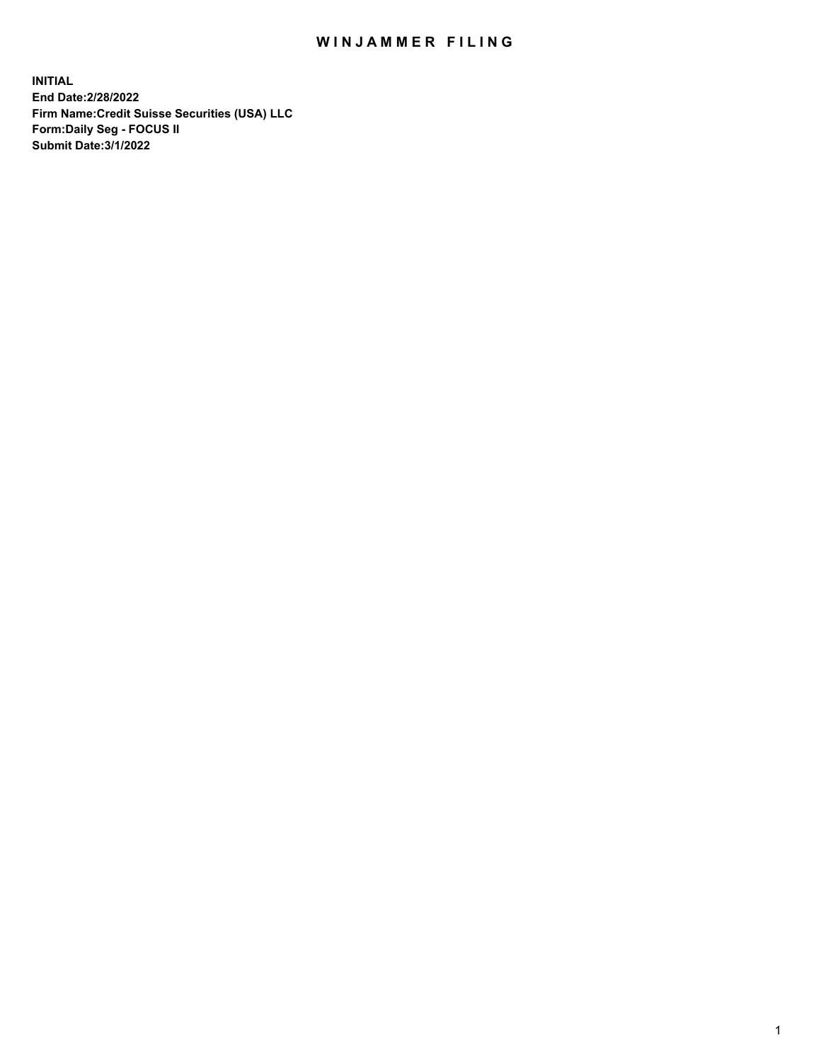# WINJAMMER FILING

**INITIAL**
**End Date:2/28/2022**
**Firm Name:Credit Suisse Securities (USA) LLC**
**Form:Daily Seg - FOCUS II**
**Submit Date:3/1/2022**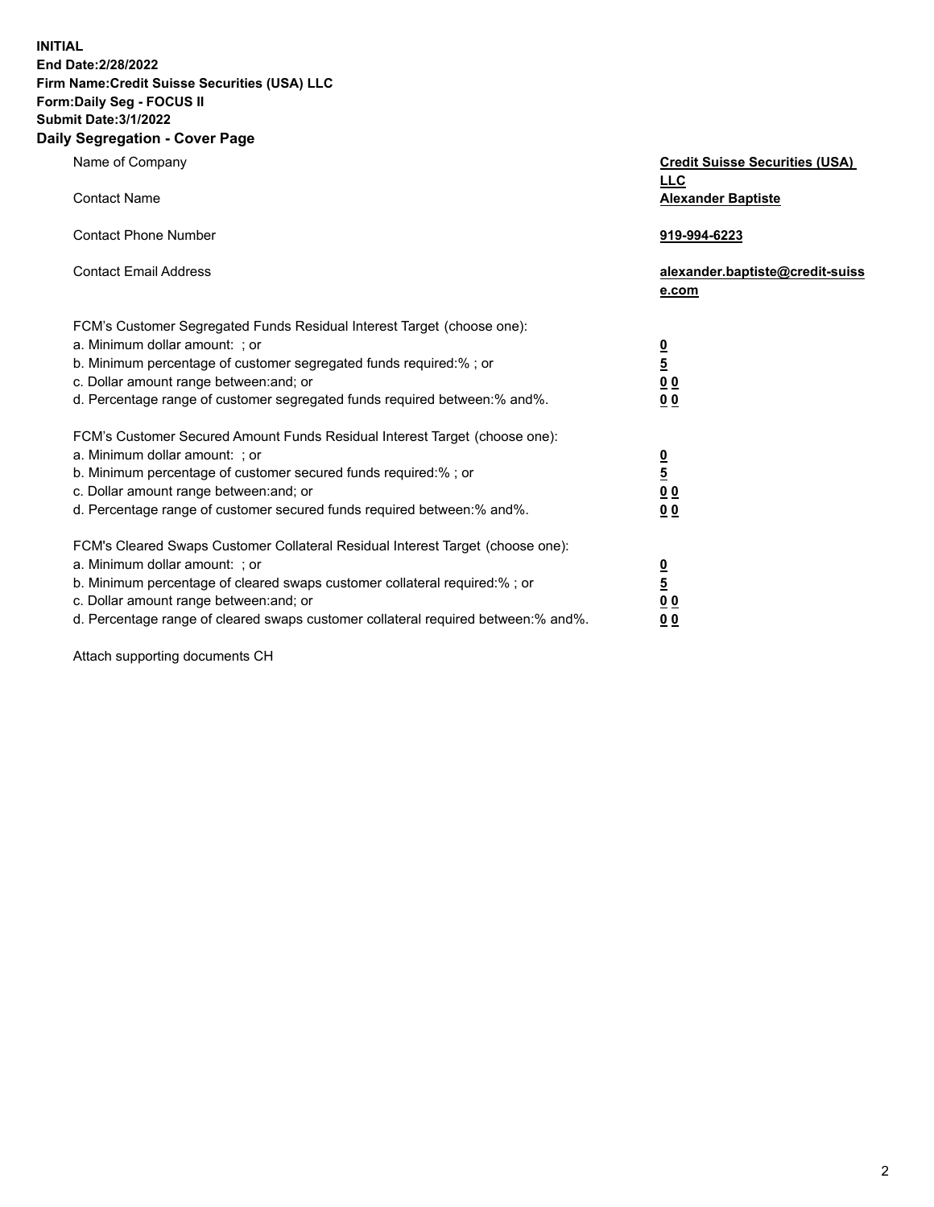**INITIAL**
**End Date:2/28/2022**
**Firm Name:Credit Suisse Securities (USA) LLC**
**Form:Daily Seg - FOCUS II**
**Submit Date:3/1/2022**

## Daily Segregation - Cover Page

| | |
|---|---|
| Name of Company | **Credit Suisse Securities (USA) LLC** |
| Contact Name | **Alexander Baptiste** |
| Contact Phone Number | **919-994-6223** |
| Contact Email Address | **alexander.baptiste@credit-suisse.com** |
| FCM's Customer Segregated Funds Residual Interest Target (choose one): | |
| a. Minimum dollar amount: ; or | **0** |
| b. Minimum percentage of customer segregated funds required:% ; or | **5** |
| c. Dollar amount range between:and; or | **0 0** |
| d. Percentage range of customer segregated funds required between:% and%. | **0 0** |
| FCM's Customer Secured Amount Funds Residual Interest Target (choose one): | |
| a. Minimum dollar amount: ; or | **0** |
| b. Minimum percentage of customer secured funds required:% ; or | **5** |
| c. Dollar amount range between:and; or | **0 0** |
| d. Percentage range of customer secured funds required between:% and%. | **0 0** |
| FCM's Cleared Swaps Customer Collateral Residual Interest Target (choose one): | |
| a. Minimum dollar amount: ; or | **0** |
| b. Minimum percentage of cleared swaps customer collateral required:% ; or | **5** |
| c. Dollar amount range between:and; or | **0 0** |
| d. Percentage range of cleared swaps customer collateral required between:% and%. | **0 0** |

Attach supporting documents CH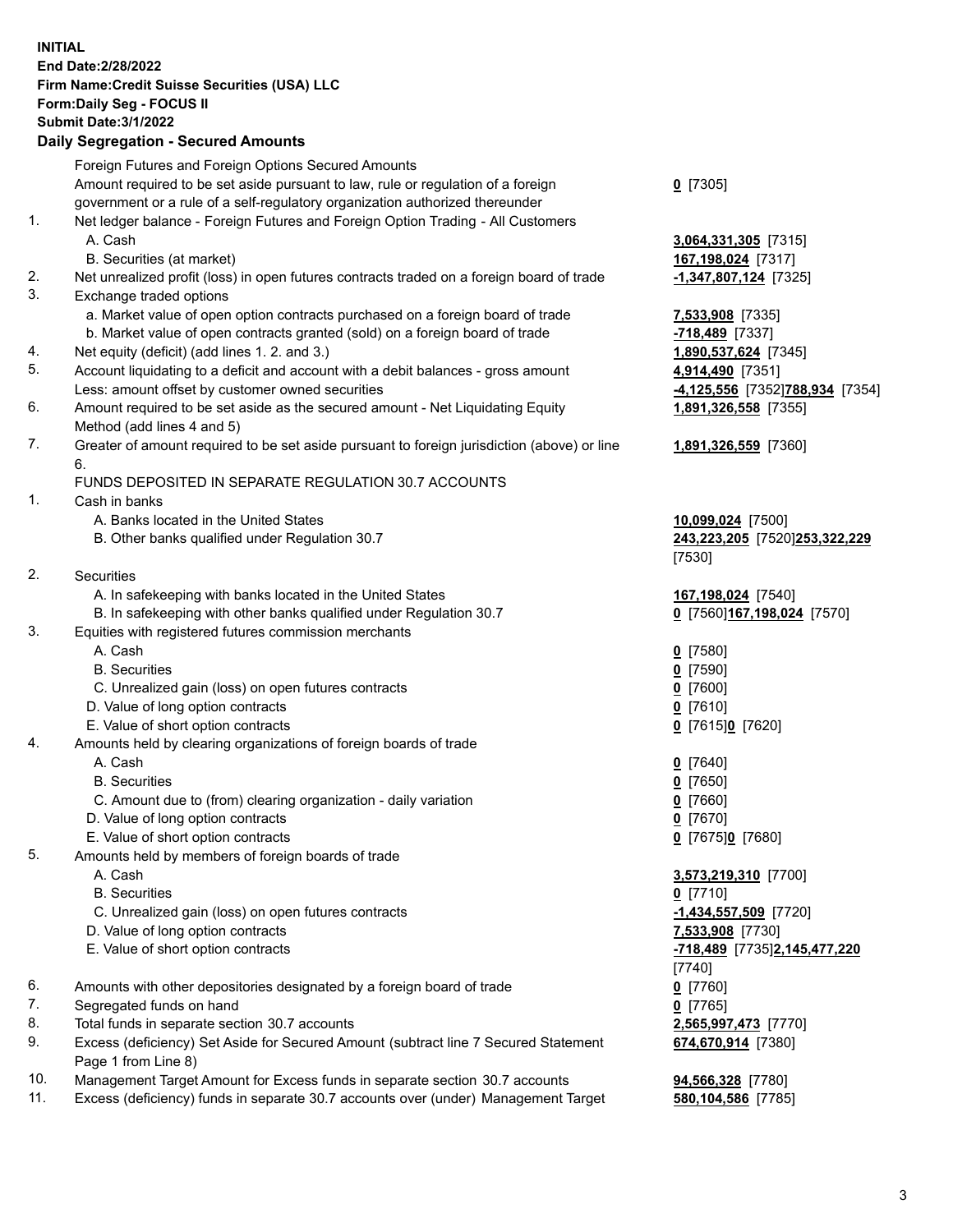**INITIAL**
**End Date:2/28/2022**
**Firm Name:Credit Suisse Securities (USA) LLC**
**Form:Daily Seg - FOCUS II**
**Submit Date:3/1/2022**

## Daily Segregation - Secured Amounts

| | | |
|---|---|---|
| | Foreign Futures and Foreign Options Secured Amounts | |
| | Amount required to be set aside pursuant to law, rule or regulation of a foreign government or a rule of a self-regulatory organization authorized thereunder | **0** [7305] |
| 1. | Net ledger balance - Foreign Futures and Foreign Option Trading - All Customers | |
| | A. Cash | **3,064,331,305** [7315] |
| | B. Securities (at market) | **167,198,024** [7317] |
| 2. | Net unrealized profit (loss) in open futures contracts traded on a foreign board of trade | **-1,347,807,124** [7325] |
| 3. | Exchange traded options | |
| | a. Market value of open option contracts purchased on a foreign board of trade | **7,533,908** [7335] |
| | b. Market value of open contracts granted (sold) on a foreign board of trade | **-718,489** [7337] |
| 4. | Net equity (deficit) (add lines 1. 2. and 3.) | **1,890,537,624** [7345] |
| 5. | Account liquidating to a deficit and account with a debit balances - gross amount | **4,914,490** [7351] |
| | Less: amount offset by customer owned securities | **-4,125,556** [7352]**788,934** [7354] |
| 6. | Amount required to be set aside as the secured amount - Net Liquidating Equity Method (add lines 4 and 5) | **1,891,326,558** [7355] |
| 7. | Greater of amount required to be set aside pursuant to foreign jurisdiction (above) or line 6. | **1,891,326,559** [7360] |
| | FUNDS DEPOSITED IN SEPARATE REGULATION 30.7 ACCOUNTS | |
| 1. | Cash in banks | |
| | A. Banks located in the United States | **10,099,024** [7500] |
| | B. Other banks qualified under Regulation 30.7 | **243,223,205** [7520]**253,322,229** [7530] |
| 2. | Securities | |
| | A. In safekeeping with banks located in the United States | **167,198,024** [7540] |
| | B. In safekeeping with other banks qualified under Regulation 30.7 | **0** [7560]**167,198,024** [7570] |
| 3. | Equities with registered futures commission merchants | |
| | A. Cash | **0** [7580] |
| | B. Securities | **0** [7590] |
| | C. Unrealized gain (loss) on open futures contracts | **0** [7600] |
| | D. Value of long option contracts | **0** [7610] |
| | E. Value of short option contracts | **0** [7615]**0** [7620] |
| 4. | Amounts held by clearing organizations of foreign boards of trade | |
| | A. Cash | **0** [7640] |
| | B. Securities | **0** [7650] |
| | C. Amount due to (from) clearing organization - daily variation | **0** [7660] |
| | D. Value of long option contracts | **0** [7670] |
| | E. Value of short option contracts | **0** [7675]**0** [7680] |
| 5. | Amounts held by members of foreign boards of trade | |
| | A. Cash | **3,573,219,310** [7700] |
| | B. Securities | **0** [7710] |
| | C. Unrealized gain (loss) on open futures contracts | **-1,434,557,509** [7720] |
| | D. Value of long option contracts | **7,533,908** [7730] |
| | E. Value of short option contracts | **-718,489** [7735]**2,145,477,220** [7740] |
| 6. | Amounts with other depositories designated by a foreign board of trade | **0** [7760] |
| 7. | Segregated funds on hand | **0** [7765] |
| 8. | Total funds in separate section 30.7 accounts | **2,565,997,473** [7770] |
| 9. | Excess (deficiency) Set Aside for Secured Amount (subtract line 7 Secured Statement Page 1 from Line 8) | **674,670,914** [7380] |
| 10. | Management Target Amount for Excess funds in separate section 30.7 accounts | **94,566,328** [7780] |
| 11. | Excess (deficiency) funds in separate 30.7 accounts over (under) Management Target | **580,104,586** [7785] |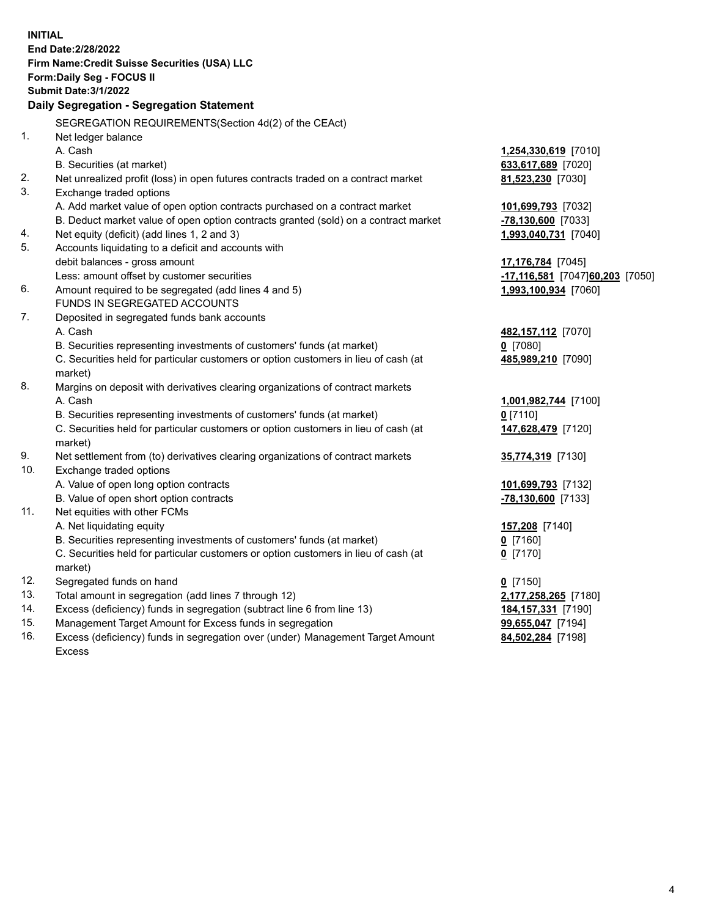**INITIAL**
**End Date:2/28/2022**
**Firm Name:Credit Suisse Securities (USA) LLC**
**Form:Daily Seg - FOCUS II**
**Submit Date:3/1/2022**

## Daily Segregation - Segregation Statement

SEGREGATION REQUIREMENTS(Section 4d(2) of the CEAct)

| | | |
|---|---|---|
| 1. | Net ledger balance | |
| | A. Cash | **1,254,330,619** [7010] |
| | B. Securities (at market) | **633,617,689** [7020] |
| 2. | Net unrealized profit (loss) in open futures contracts traded on a contract market | **81,523,230** [7030] |
| 3. | Exchange traded options | |
| | A. Add market value of open option contracts purchased on a contract market | **101,699,793** [7032] |
| | B. Deduct market value of open option contracts granted (sold) on a contract market | **-78,130,600** [7033] |
| 4. | Net equity (deficit) (add lines 1, 2 and 3) | **1,993,040,731** [7040] |
| 5. | Accounts liquidating to a deficit and accounts with debit balances - gross amount | **17,176,784** [7045] |
| | Less: amount offset by customer securities | **-17,116,581** [7047] **60,203** [7050] |
| 6. | Amount required to be segregated (add lines 4 and 5) | **1,993,100,934** [7060] |
| | FUNDS IN SEGREGATED ACCOUNTS | |
| 7. | Deposited in segregated funds bank accounts | |
| | A. Cash | **482,157,112** [7070] |
| | B. Securities representing investments of customers' funds (at market) | **0** [7080] |
| | C. Securities held for particular customers or option customers in lieu of cash (at market) | **485,989,210** [7090] |
| 8. | Margins on deposit with derivatives clearing organizations of contract markets | |
| | A. Cash | **1,001,982,744** [7100] |
| | B. Securities representing investments of customers' funds (at market) | **0** [7110] |
| | C. Securities held for particular customers or option customers in lieu of cash (at market) | **147,628,479** [7120] |
| 9. | Net settlement from (to) derivatives clearing organizations of contract markets | **35,774,319** [7130] |
| 10. | Exchange traded options | |
| | A. Value of open long option contracts | **101,699,793** [7132] |
| | B. Value of open short option contracts | **-78,130,600** [7133] |
| 11. | Net equities with other FCMs | |
| | A. Net liquidating equity | **157,208** [7140] |
| | B. Securities representing investments of customers' funds (at market) | **0** [7160] |
| | C. Securities held for particular customers or option customers in lieu of cash (at market) | **0** [7170] |
| 12. | Segregated funds on hand | **0** [7150] |
| 13. | Total amount in segregation (add lines 7 through 12) | **2,177,258,265** [7180] |
| 14. | Excess (deficiency) funds in segregation (subtract line 6 from line 13) | **184,157,331** [7190] |
| 15. | Management Target Amount for Excess funds in segregation | **99,655,047** [7194] |
| 16. | Excess (deficiency) funds in segregation over (under) Management Target Amount Excess | **84,502,284** [7198] |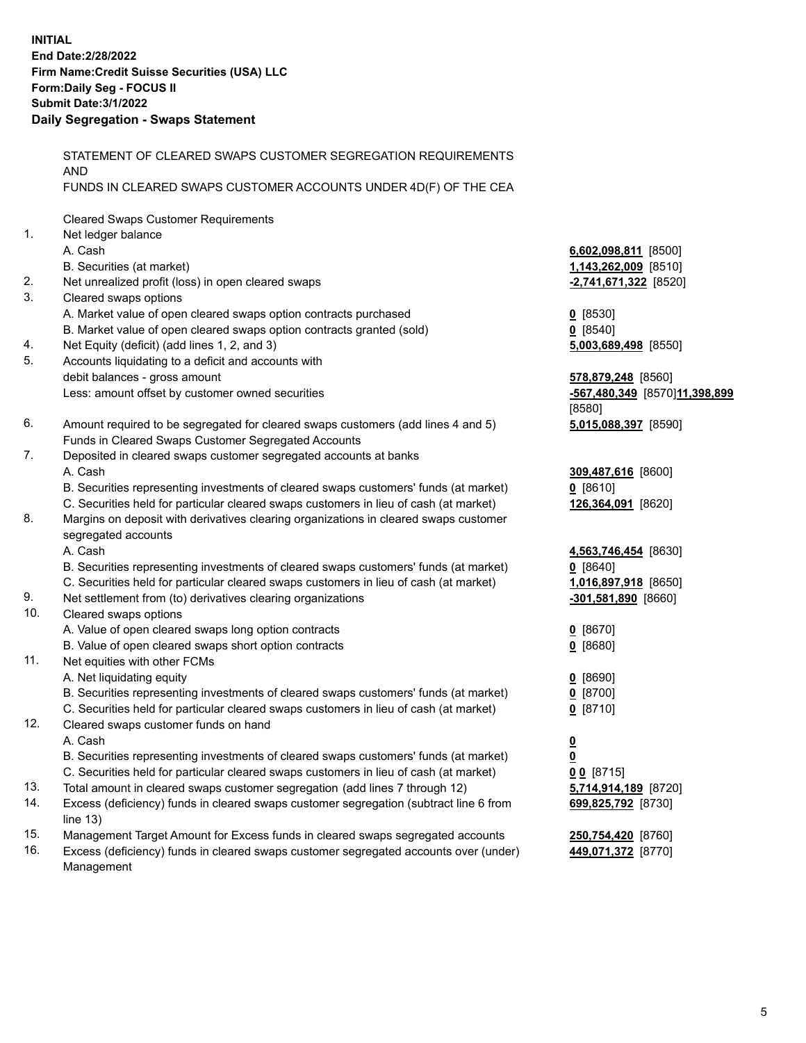**INITIAL**
**End Date:2/28/2022**
**Firm Name:Credit Suisse Securities (USA) LLC**
**Form:Daily Seg - FOCUS II**
**Submit Date:3/1/2022**
**Daily Segregation - Swaps Statement**

STATEMENT OF CLEARED SWAPS CUSTOMER SEGREGATION REQUIREMENTS AND
FUNDS IN CLEARED SWAPS CUSTOMER ACCOUNTS UNDER 4D(F) OF THE CEA

| | | |
|---|---|---|
| | Cleared Swaps Customer Requirements | |
| 1. | Net ledger balance | |
| | A. Cash | **6,602,098,811** [8500] |
| | B. Securities (at market) | **1,143,262,009** [8510] |
| 2. | Net unrealized profit (loss) in open cleared swaps | **-2,741,671,322** [8520] |
| 3. | Cleared swaps options | |
| | A. Market value of open cleared swaps option contracts purchased | **0** [8530] |
| | B. Market value of open cleared swaps option contracts granted (sold) | **0** [8540] |
| 4. | Net Equity (deficit) (add lines 1, 2, and 3) | **5,003,689,498** [8550] |
| 5. | Accounts liquidating to a deficit and accounts with debit balances - gross amount | **578,879,248** [8560] |
| | Less: amount offset by customer owned securities | **-567,480,349** [8570] **11,398,899** [8580] |
| 6. | Amount required to be segregated for cleared swaps customers (add lines 4 and 5) | **5,015,088,397** [8590] |
| | Funds in Cleared Swaps Customer Segregated Accounts | |
| 7. | Deposited in cleared swaps customer segregated accounts at banks | |
| | A. Cash | **309,487,616** [8600] |
| | B. Securities representing investments of cleared swaps customers' funds (at market) | **0** [8610] |
| | C. Securities held for particular cleared swaps customers in lieu of cash (at market) | **126,364,091** [8620] |
| 8. | Margins on deposit with derivatives clearing organizations in cleared swaps customer segregated accounts | |
| | A. Cash | **4,563,746,454** [8630] |
| | B. Securities representing investments of cleared swaps customers' funds (at market) | **0** [8640] |
| | C. Securities held for particular cleared swaps customers in lieu of cash (at market) | **1,016,897,918** [8650] |
| 9. | Net settlement from (to) derivatives clearing organizations | **-301,581,890** [8660] |
| 10. | Cleared swaps options | |
| | A. Value of open cleared swaps long option contracts | **0** [8670] |
| | B. Value of open cleared swaps short option contracts | **0** [8680] |
| 11. | Net equities with other FCMs | |
| | A. Net liquidating equity | **0** [8690] |
| | B. Securities representing investments of cleared swaps customers' funds (at market) | **0** [8700] |
| | C. Securities held for particular cleared swaps customers in lieu of cash (at market) | **0** [8710] |
| 12. | Cleared swaps customer funds on hand | |
| | A. Cash | **0** |
| | B. Securities representing investments of cleared swaps customers' funds (at market) | **0** |
| | C. Securities held for particular cleared swaps customers in lieu of cash (at market) | **0** **0** [8715] |
| 13. | Total amount in cleared swaps customer segregation (add lines 7 through 12) | **5,714,914,189** [8720] |
| 14. | Excess (deficiency) funds in cleared swaps customer segregation (subtract line 6 from line 13) | **699,825,792** [8730] |
| 15. | Management Target Amount for Excess funds in cleared swaps segregated accounts | **250,754,420** [8760] |
| 16. | Excess (deficiency) funds in cleared swaps customer segregated accounts over (under) Management | **449,071,372** [8770] |